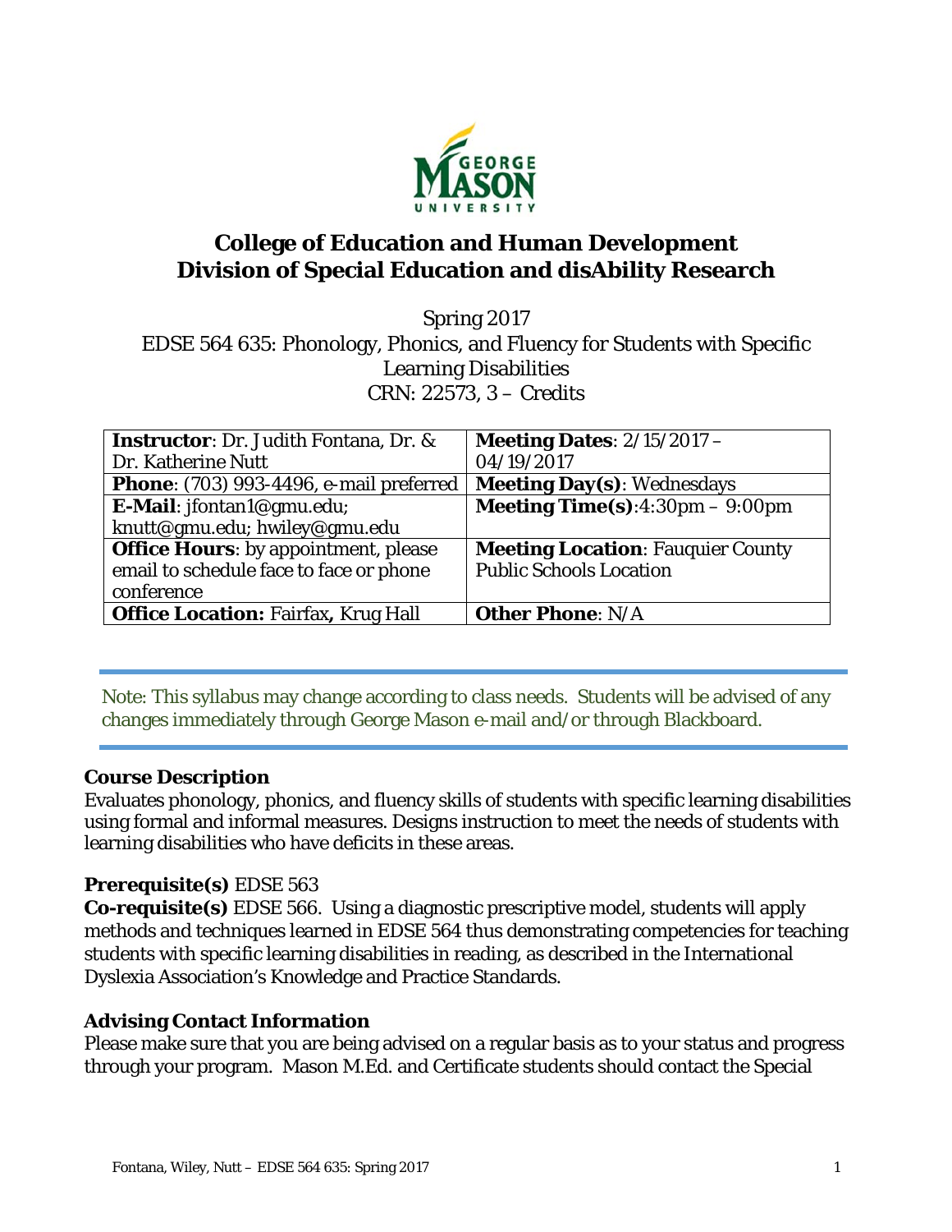# College of Education and Human Development
# Division of Special Education and disAbility Research

Spring 2017
EDSE 564 635: Phonology, Phonics, and Fluency for Students with Specific Learning Disabilities
CRN: 22573, 3 – Credits

| | |
|---|---|
| **Instructor**: Dr. Judith Fontana, Dr. & Dr. Katherine Nutt | **Meeting Dates**: 2/15/2017 – 04/19/2017 |
| **Phone**: (703) 993-4496, e-mail preferred | **Meeting Day(s)**: Wednesdays |
| **E-Mail**: jfontan1@gmu.edu; knutt@gmu.edu; hwiley@gmu.edu | **Meeting Time(s)**:4:30pm – 9:00pm |
| **Office Hours**: by appointment, please email to schedule face to face or phone conference | **Meeting Location**: Fauquier County Public Schools Location |
| **Office Location:** Fairfax**,** Krug Hall | **Other Phone**: N/A |

Note: This syllabus may change according to class needs. Students will be advised of any changes immediately through George Mason e-mail and/or through Blackboard.

**Course Description**
Evaluates phonology, phonics, and fluency skills of students with specific learning disabilities using formal and informal measures. Designs instruction to meet the needs of students with learning disabilities who have deficits in these areas.

**Prerequisite(s)** EDSE 563
**Co-requisite(s)** EDSE 566. Using a diagnostic prescriptive model, students will apply methods and techniques learned in EDSE 564 thus demonstrating competencies for teaching students with specific learning disabilities in reading, as described in the International Dyslexia Association's Knowledge and Practice Standards.

**Advising Contact Information**
Please make sure that you are being advised on a regular basis as to your status and progress through your program. Mason M.Ed. and Certificate students should contact the Special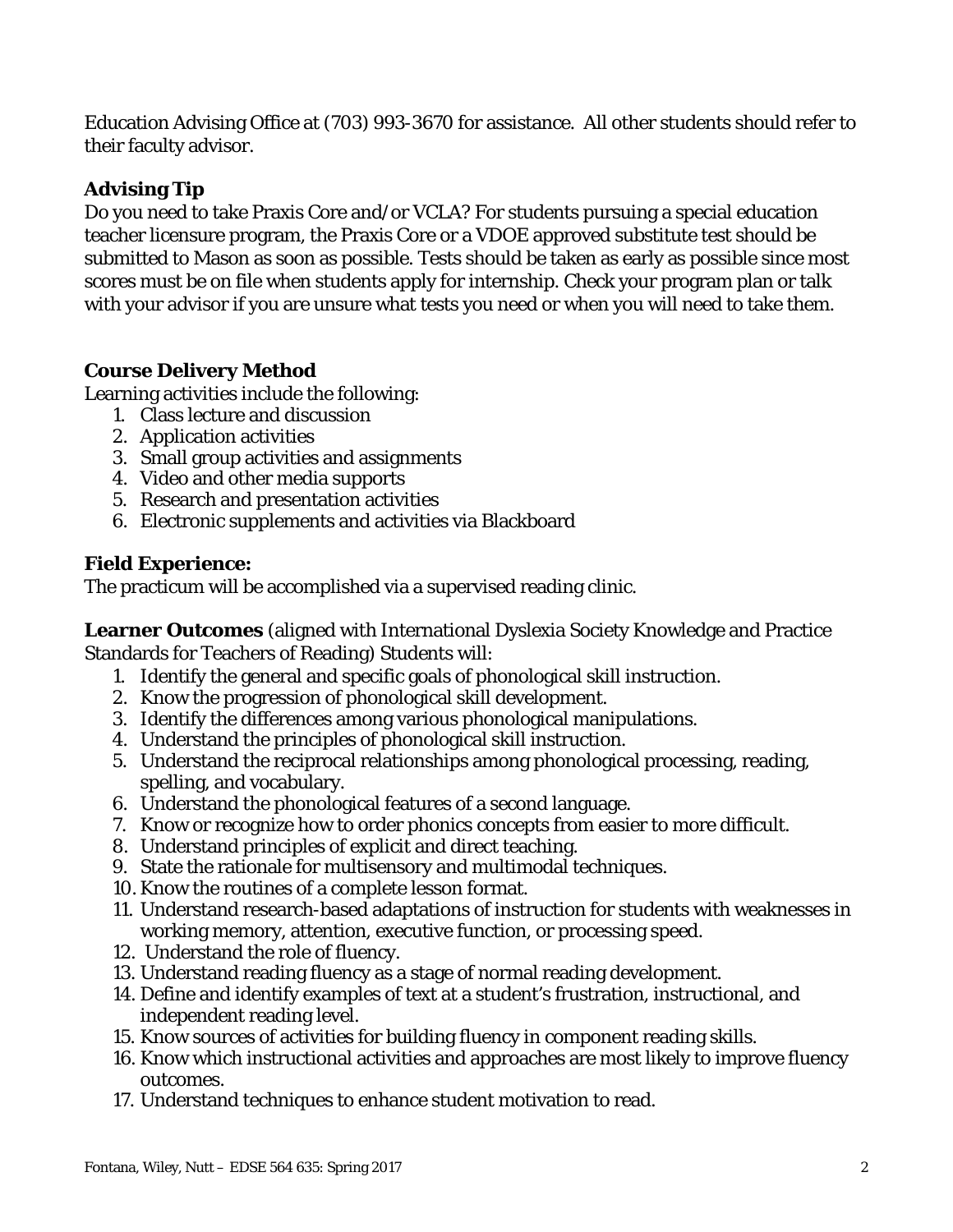Education Advising Office at (703) 993-3670 for assistance. All other students should refer to their faculty advisor.

### Advising Tip

Do you need to take Praxis Core and/or VCLA? For students pursuing a special education teacher licensure program, the Praxis Core or a VDOE approved substitute test should be submitted to Mason as soon as possible. Tests should be taken as early as possible since most scores must be on file when students apply for internship. Check your program plan or talk with your advisor if you are unsure what tests you need or when you will need to take them.

### Course Delivery Method

Learning activities include the following:

1. Class lecture and discussion
2. Application activities
3. Small group activities and assignments
4. Video and other media supports
5. Research and presentation activities
6. Electronic supplements and activities via Blackboard

### Field Experience:

The practicum will be accomplished via a supervised reading clinic.

**Learner Outcomes** (aligned with International Dyslexia Society Knowledge and Practice Standards for Teachers of Reading) Students will:

1. Identify the general and specific goals of phonological skill instruction.
2. Know the progression of phonological skill development.
3. Identify the differences among various phonological manipulations.
4. Understand the principles of phonological skill instruction.
5. Understand the reciprocal relationships among phonological processing, reading, spelling, and vocabulary.
6. Understand the phonological features of a second language.
7. Know or recognize how to order phonics concepts from easier to more difficult.
8. Understand principles of explicit and direct teaching.
9. State the rationale for multisensory and multimodal techniques.
10. Know the routines of a complete lesson format.
11. Understand research-based adaptations of instruction for students with weaknesses in working memory, attention, executive function, or processing speed.
12. Understand the role of fluency.
13. Understand reading fluency as a stage of normal reading development.
14. Define and identify examples of text at a student's frustration, instructional, and independent reading level.
15. Know sources of activities for building fluency in component reading skills.
16. Know which instructional activities and approaches are most likely to improve fluency outcomes.
17. Understand techniques to enhance student motivation to read.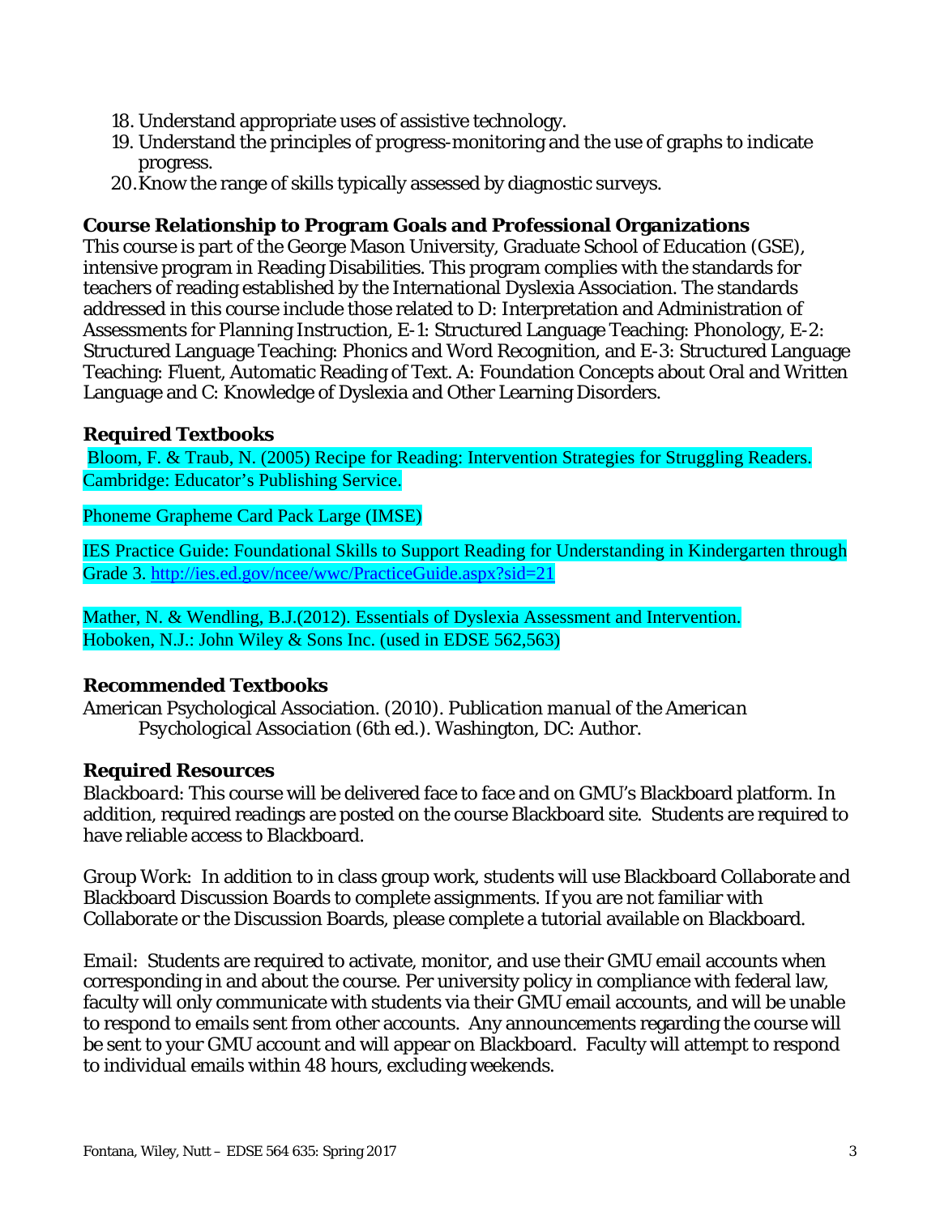18. Understand appropriate uses of assistive technology.
19. Understand the principles of progress-monitoring and the use of graphs to indicate progress.
20. Know the range of skills typically assessed by diagnostic surveys.

### Course Relationship to Program Goals and Professional Organizations

This course is part of the George Mason University, Graduate School of Education (GSE), intensive program in Reading Disabilities. This program complies with the standards for teachers of reading established by the International Dyslexia Association. The standards addressed in this course include those related to D: Interpretation and Administration of Assessments for Planning Instruction, E-1: Structured Language Teaching: Phonology, E-2: Structured Language Teaching: Phonics and Word Recognition, and E-3: Structured Language Teaching: Fluent, Automatic Reading of Text. A: Foundation Concepts about Oral and Written Language and C: Knowledge of Dyslexia and Other Learning Disorders.

### Required Textbooks

Bloom, F. & Traub, N. (2005) Recipe for Reading: Intervention Strategies for Struggling Readers. Cambridge: Educator's Publishing Service.

Phoneme Grapheme Card Pack Large (IMSE)

IES Practice Guide: Foundational Skills to Support Reading for Understanding in Kindergarten through Grade 3. http://ies.ed.gov/ncee/wwc/PracticeGuide.aspx?sid=21

Mather, N. & Wendling, B.J.(2012). Essentials of Dyslexia Assessment and Intervention. Hoboken, N.J.: John Wiley & Sons Inc. (used in EDSE 562,563)

### Recommended Textbooks

American Psychological Association. (2010). *Publication manual of the American Psychological Association* (6th ed.). Washington, DC: Author.

### Required Resources

*Blackboard*: This course will be delivered face to face and on GMU's Blackboard platform. In addition, required readings are posted on the course Blackboard site. Students are required to have reliable access to Blackboard.

*Group Work*: In addition to in class group work, students will use Blackboard Collaborate and Blackboard Discussion Boards to complete assignments. If you are not familiar with Collaborate or the Discussion Boards, please complete a tutorial available on Blackboard.

*Email*: Students are required to activate, monitor, and use their GMU email accounts when corresponding in and about the course. Per university policy in compliance with federal law, faculty will only communicate with students via their GMU email accounts, and will be unable to respond to emails sent from other accounts. Any announcements regarding the course will be sent to your GMU account and will appear on Blackboard. Faculty will attempt to respond to individual emails within 48 hours, excluding weekends.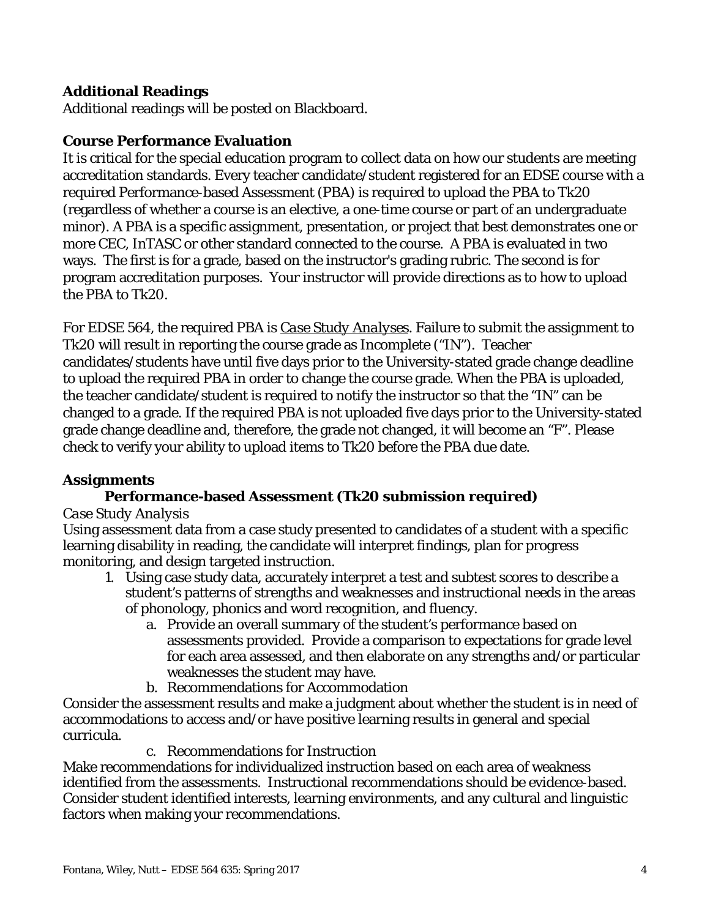### Additional Readings

Additional readings will be posted on Blackboard.

### Course Performance Evaluation

It is critical for the special education program to collect data on how our students are meeting accreditation standards. Every teacher candidate/student registered for an EDSE course with a required Performance-based Assessment (PBA) is required to upload the PBA to Tk20 (regardless of whether a course is an elective, a one-time course or part of an undergraduate minor). A PBA is a specific assignment, presentation, or project that best demonstrates one or more CEC, InTASC or other standard connected to the course. A PBA is evaluated in two ways. The first is for a grade, based on the instructor's grading rubric. The second is for program accreditation purposes. Your instructor will provide directions as to how to upload the PBA to Tk20.

For EDSE 564, the required PBA is *Case Study Analyses*. Failure to submit the assignment to Tk20 will result in reporting the course grade as Incomplete ("IN"). Teacher candidates/students have until five days prior to the University-stated grade change deadline to upload the required PBA in order to change the course grade. When the PBA is uploaded, the teacher candidate/student is required to notify the instructor so that the "IN" can be changed to a grade. If the required PBA is not uploaded five days prior to the University-stated grade change deadline and, therefore, the grade not changed, it will become an "F". Please check to verify your ability to upload items to Tk20 before the PBA due date.

### Assignments

#### Performance-based Assessment (Tk20 submission required)

*Case Study Analysis*

Using assessment data from a case study presented to candidates of a student with a specific learning disability in reading, the candidate will interpret findings, plan for progress monitoring, and design targeted instruction.

1. Using case study data, accurately interpret a test and subtest scores to describe a student's patterns of strengths and weaknesses and instructional needs in the areas of phonology, phonics and word recognition, and fluency.
   a. Provide an overall summary of the student's performance based on assessments provided. Provide a comparison to expectations for grade level for each area assessed, and then elaborate on any strengths and/or particular weaknesses the student may have.
   b. Recommendations for Accommodation

Consider the assessment results and make a judgment about whether the student is in need of accommodations to access and/or have positive learning results in general and special curricula.

   c. Recommendations for Instruction

Make recommendations for individualized instruction based on each area of weakness identified from the assessments. Instructional recommendations should be evidence-based. Consider student identified interests, learning environments, and any cultural and linguistic factors when making your recommendations.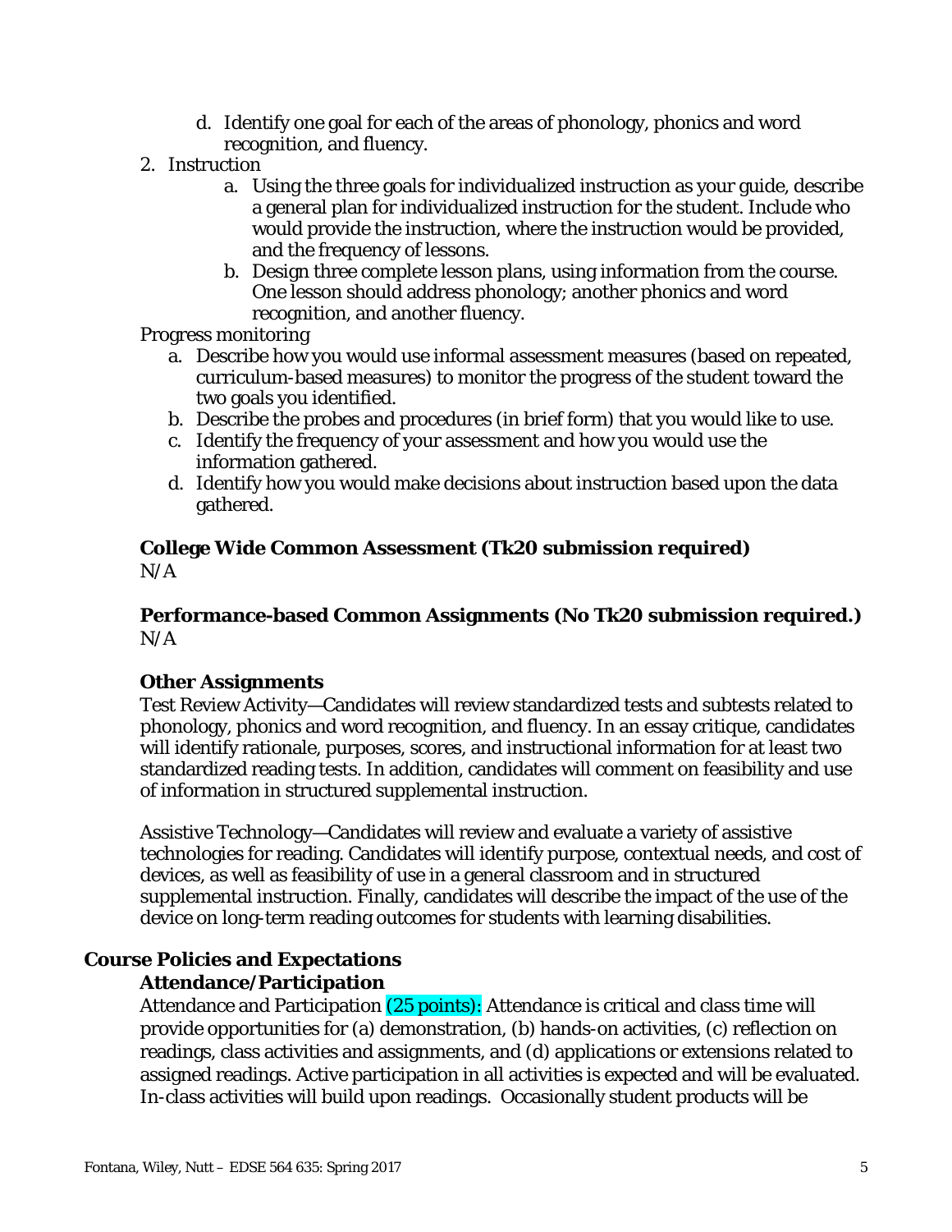d. Identify one goal for each of the areas of phonology, phonics and word recognition, and fluency.

2. Instruction
   a. Using the three goals for individualized instruction as your guide, describe a general plan for individualized instruction for the student. Include who would provide the instruction, where the instruction would be provided, and the frequency of lessons.
   b. Design three complete lesson plans, using information from the course. One lesson should address phonology; another phonics and word recognition, and another fluency.

Progress monitoring

a. Describe how you would use informal assessment measures (based on repeated, curriculum-based measures) to monitor the progress of the student toward the two goals you identified.
b. Describe the probes and procedures (in brief form) that you would like to use.
c. Identify the frequency of your assessment and how you would use the information gathered.
d. Identify how you would make decisions about instruction based upon the data gathered.

### College Wide Common Assessment (Tk20 submission required)

N/A

### Performance-based Common Assignments (No Tk20 submission required.)

N/A

### Other Assignments

Test Review Activity—Candidates will review standardized tests and subtests related to phonology, phonics and word recognition, and fluency. In an essay critique, candidates will identify rationale, purposes, scores, and instructional information for at least two standardized reading tests. In addition, candidates will comment on feasibility and use of information in structured supplemental instruction.

Assistive Technology—Candidates will review and evaluate a variety of assistive technologies for reading. Candidates will identify purpose, contextual needs, and cost of devices, as well as feasibility of use in a general classroom and in structured supplemental instruction. Finally, candidates will describe the impact of the use of the device on long-term reading outcomes for students with learning disabilities.

## Course Policies and Expectations

### Attendance/Participation

Attendance and Participation (25 points): Attendance is critical and class time will provide opportunities for (a) demonstration, (b) hands-on activities, (c) reflection on readings, class activities and assignments, and (d) applications or extensions related to assigned readings. Active participation in all activities is expected and will be evaluated. In-class activities will build upon readings. Occasionally student products will be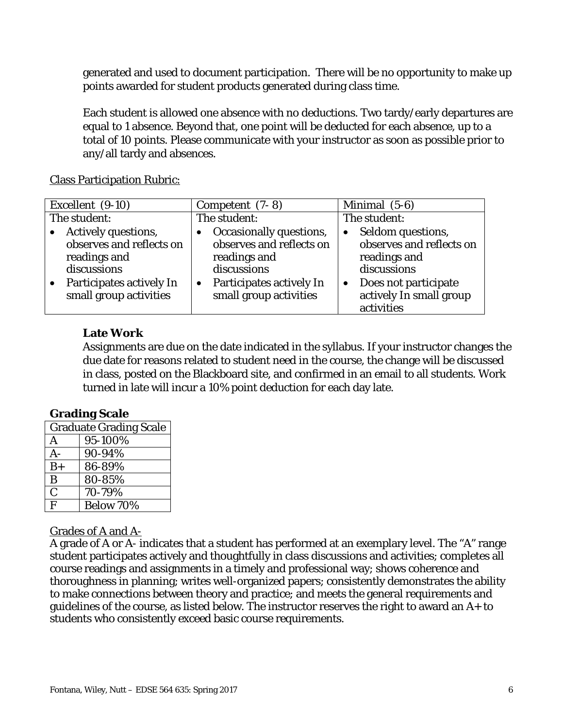generated and used to document participation. There will be no opportunity to make up points awarded for student products generated during class time.

Each student is allowed one absence with no deductions. Two tardy/early departures are equal to 1 absence. Beyond that, one point will be deducted for each absence, up to a total of 10 points. Please communicate with your instructor as soon as possible prior to any/all tardy and absences.

Class Participation Rubric:

| Excellent (9-10) | Competent (7- 8) | Minimal (5-6) |
|---|---|---|
| The student: | The student: | The student: |
| • Actively questions, observes and reflects on readings and discussions<br>• Participates actively In small group activities | • Occasionally questions, observes and reflects on readings and discussions<br>• Participates actively In small group activities | • Seldom questions, observes and reflects on readings and discussions<br>• Does not participate actively In small group activities |

**Late Work**

Assignments are due on the date indicated in the syllabus. If your instructor changes the due date for reasons related to student need in the course, the change will be discussed in class, posted on the Blackboard site, and confirmed in an email to all students. Work turned in late will incur a 10% point deduction for each day late.

**Grading Scale**

| Graduate Grading Scale | |
|---|---|
| A | 95-100% |
| A- | 90-94% |
| B+ | 86-89% |
| B | 80-85% |
| C | 70-79% |
| F | Below 70% |

Grades of A and A-

A grade of A or A- indicates that a student has performed at an exemplary level. The "A" range student participates actively and thoughtfully in class discussions and activities; completes all course readings and assignments in a timely and professional way; shows coherence and thoroughness in planning; writes well-organized papers; consistently demonstrates the ability to make connections between theory and practice; and meets the general requirements and guidelines of the course, as listed below. The instructor reserves the right to award an A+ to students who consistently exceed basic course requirements.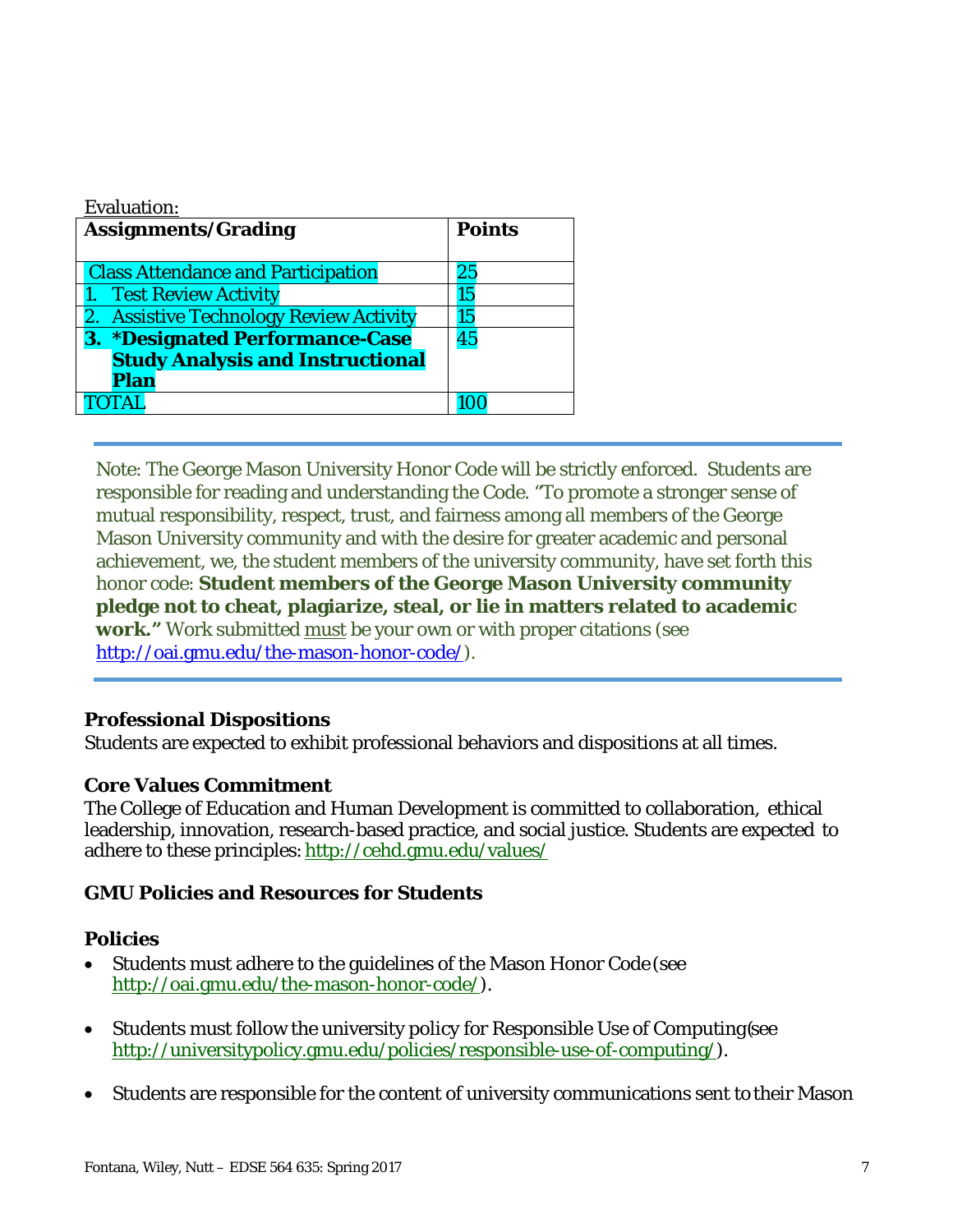Evaluation:

| Assignments/Grading | Points |
|---|---|
| Class Attendance and Participation | 25 |
| 1. Test Review Activity | 15 |
| 2. Assistive Technology Review Activity | 15 |
| **3. *Designated Performance-Case Study Analysis and Instructional Plan** | 45 |
| TOTAL | 100 |

---

Note: The George Mason University Honor Code will be strictly enforced. Students are responsible for reading and understanding the Code. "To promote a stronger sense of mutual responsibility, respect, trust, and fairness among all members of the George Mason University community and with the desire for greater academic and personal achievement, we, the student members of the university community, have set forth this honor code: **Student members of the George Mason University community pledge not to cheat, plagiarize, steal, or lie in matters related to academic work."** Work submitted must be your own or with proper citations (see http://oai.gmu.edu/the-mason-honor-code/).

---

**Professional Dispositions**
Students are expected to exhibit professional behaviors and dispositions at all times.

**Core Values Commitment**
The College of Education and Human Development is committed to collaboration, ethical leadership, innovation, research-based practice, and social justice. Students are expected to adhere to these principles: http://cehd.gmu.edu/values/

**GMU Policies and Resources for Students**

**Policies**

- Students must adhere to the guidelines of the Mason Honor Code (see http://oai.gmu.edu/the-mason-honor-code/).
- Students must follow the university policy for Responsible Use of Computing (see http://universitypolicy.gmu.edu/policies/responsible-use-of-computing/).
- Students are responsible for the content of university communications sent to their Mason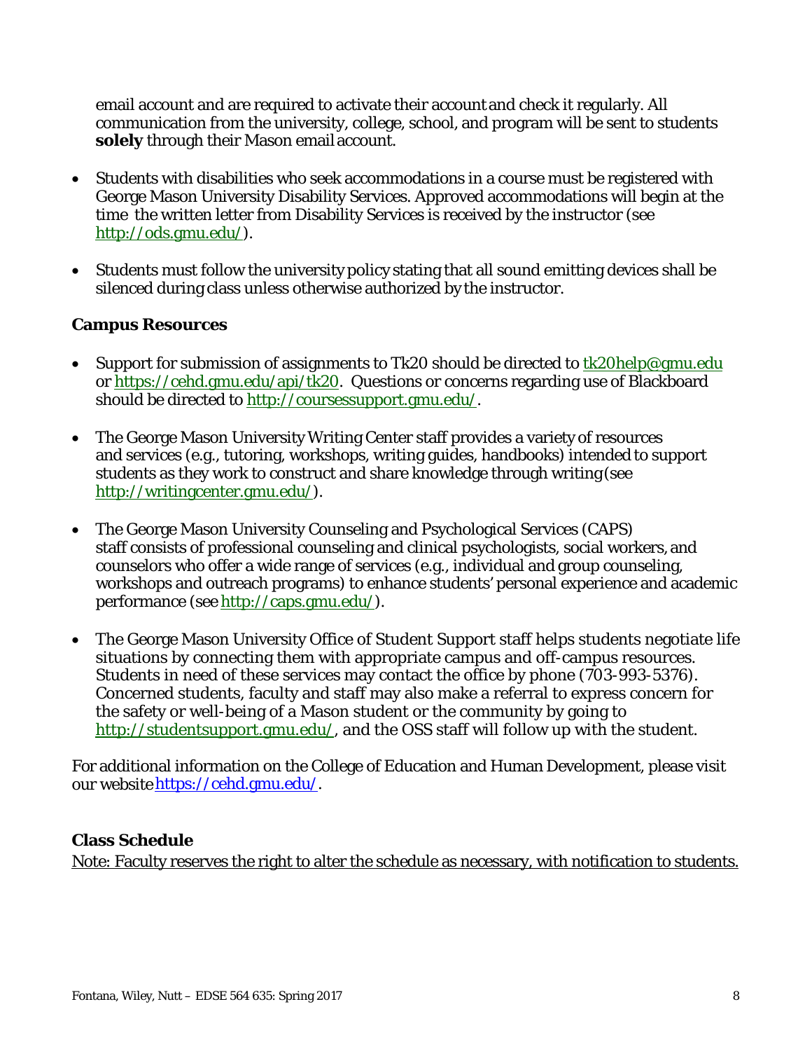email account and are required to activate their account and check it regularly. All communication from the university, college, school, and program will be sent to students **solely** through their Mason email account.

- Students with disabilities who seek accommodations in a course must be registered with George Mason University Disability Services. Approved accommodations will begin at the time the written letter from Disability Services is received by the instructor (see http://ods.gmu.edu/).

- Students must follow the university policy stating that all sound emitting devices shall be silenced during class unless otherwise authorized by the instructor.

### Campus Resources

- Support for submission of assignments to Tk20 should be directed to tk20help@gmu.edu or https://cehd.gmu.edu/api/tk20. Questions or concerns regarding use of Blackboard should be directed to http://coursessupport.gmu.edu/.

- The George Mason University Writing Center staff provides a variety of resources and services (e.g., tutoring, workshops, writing guides, handbooks) intended to support students as they work to construct and share knowledge through writing (see http://writingcenter.gmu.edu/).

- The George Mason University Counseling and Psychological Services (CAPS) staff consists of professional counseling and clinical psychologists, social workers, and counselors who offer a wide range of services (e.g., individual and group counseling, workshops and outreach programs) to enhance students' personal experience and academic performance (see http://caps.gmu.edu/).

- The George Mason University Office of Student Support staff helps students negotiate life situations by connecting them with appropriate campus and off-campus resources. Students in need of these services may contact the office by phone (703-993-5376). Concerned students, faculty and staff may also make a referral to express concern for the safety or well-being of a Mason student or the community by going to http://studentsupport.gmu.edu/, and the OSS staff will follow up with the student.

For additional information on the College of Education and Human Development, please visit our website https://cehd.gmu.edu/.

### Class Schedule

Note: Faculty reserves the right to alter the schedule as necessary, with notification to students.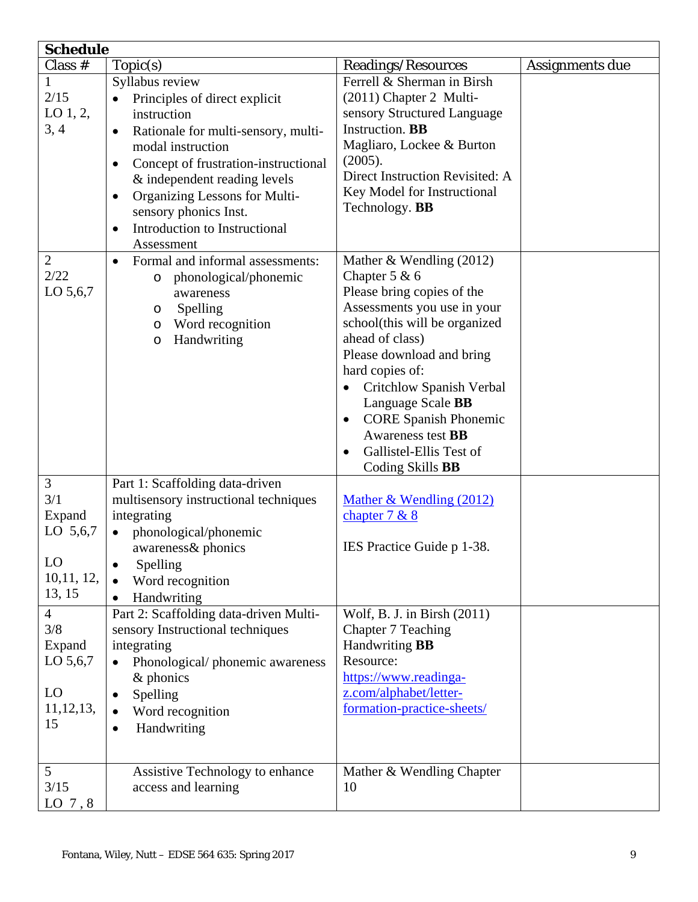**Schedule**

| Class # | Topic(s) | Readings/Resources | Assignments due |
|---|---|---|---|
| 1<br>2/15<br>LO 1, 2, 3, 4 | Syllabus review<br>• Principles of direct explicit instruction<br>• Rationale for multi-sensory, multi-modal instruction<br>• Concept of frustration-instructional & independent reading levels<br>• Organizing Lessons for Multi-sensory phonics Inst.<br>• Introduction to Instructional Assessment | Ferrell & Sherman in Birsh (2011) Chapter 2 Multi-sensory Structured Language Instruction. **BB**<br>Magliaro, Lockee & Burton (2005).<br>Direct Instruction Revisited: A Key Model for Instructional Technology. **BB** | |
| 2<br>2/22<br>LO 5,6,7 | • Formal and informal assessments:<br>  o phonological/phonemic awareness<br>  o Spelling<br>  o Word recognition<br>  o Handwriting | Mather & Wendling (2012) Chapter 5 & 6<br>Please bring copies of the Assessments you use in your school(this will be organized ahead of class)<br>Please download and bring hard copies of:<br>• Critchlow Spanish Verbal Language Scale **BB**<br>• CORE Spanish Phonemic Awareness test **BB**<br>• Gallistel-Ellis Test of Coding Skills **BB** | |
| 3<br>3/1<br>Expand LO 5,6,7<br><br>LO 10,11, 12, 13, 15 | Part 1: Scaffolding data-driven multisensory instructional techniques integrating<br>• phonological/phonemic awareness& phonics<br>• Spelling<br>• Word recognition<br>• Handwriting | Mather & Wendling (2012) chapter 7 & 8<br><br>IES Practice Guide p 1-38. | |
| 4<br>3/8<br>Expand LO 5,6,7<br><br>LO 11,12,13, 15 | Part 2: Scaffolding data-driven Multi-sensory Instructional techniques integrating<br>• Phonological/ phonemic awareness & phonics<br>• Spelling<br>• Word recognition<br>• Handwriting | Wolf, B. J. in Birsh (2011) Chapter 7 Teaching Handwriting **BB**<br>Resource:<br>https://www.readinga-z.com/alphabet/letter-formation-practice-sheets/ | |
| 5<br>3/15<br>LO 7 , 8 | Assistive Technology to enhance access and learning | Mather & Wendling Chapter 10 | |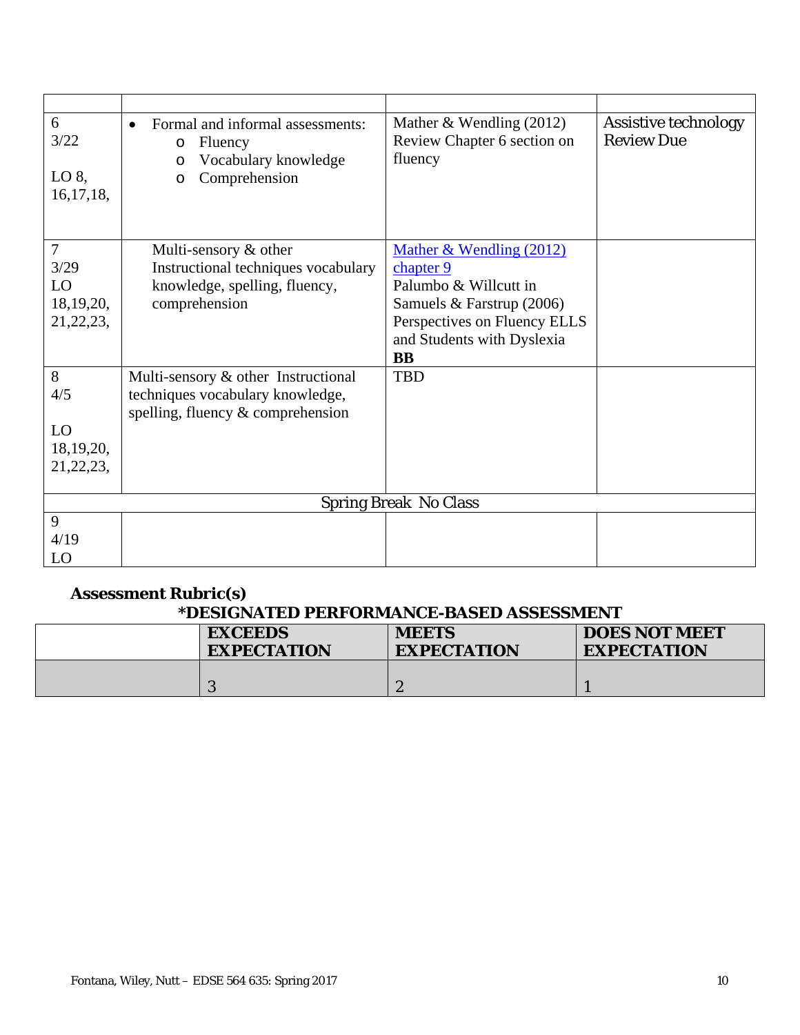| | | | |
|---|---|---|---|
| 6<br>3/22<br><br>LO 8, 16,17,18, | • Formal and informal assessments:<br>  o Fluency<br>  o Vocabulary knowledge<br>  o Comprehension | Mather & Wendling (2012) Review Chapter 6 section on fluency | Assistive technology Review Due |
| 7<br>3/29<br>LO 18,19,20, 21,22,23, | Multi-sensory & other Instructional techniques vocabulary knowledge, spelling, fluency, comprehension | Mather & Wendling (2012) chapter 9<br>Palumbo & Willcutt in Samuels & Farstrup (2006) Perspectives on Fluency ELLS and Students with Dyslexia **BB** | |
| 8<br>4/5<br><br>LO 18,19,20, 21,22,23, | Multi-sensory & other Instructional techniques vocabulary knowledge, spelling, fluency & comprehension | TBD | |
| Spring Break No Class | | | |
| 9<br>4/19<br>LO | | | |

**Assessment Rubric(s)**

**\*DESIGNATED PERFORMANCE-BASED ASSESSMENT**

| | EXCEEDS EXPECTATION | MEETS EXPECTATION | DOES NOT MEET EXPECTATION |
|---|---|---|---|
| | 3 | 2 | 1 |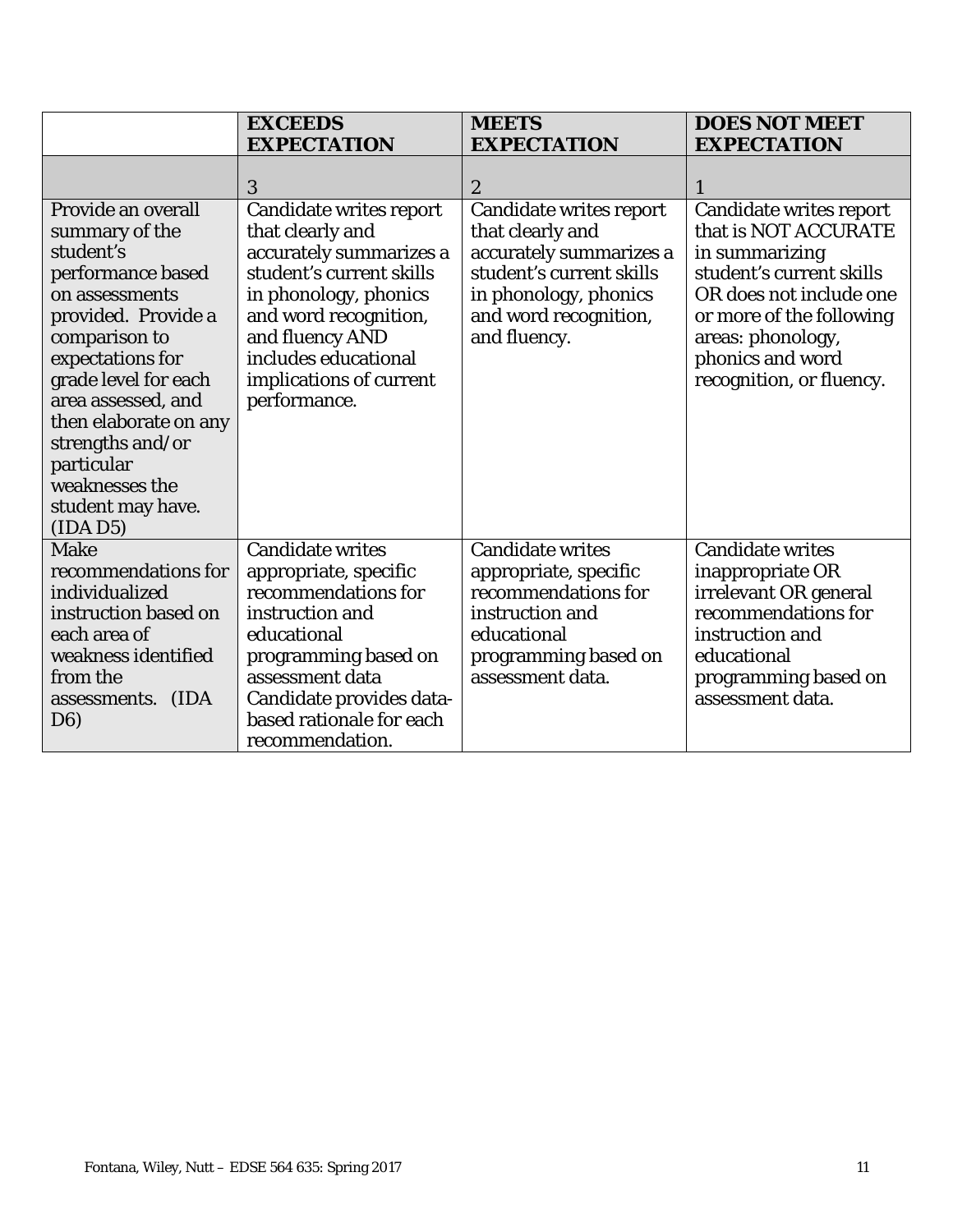| | EXCEEDS EXPECTATION | MEETS EXPECTATION | DOES NOT MEET EXPECTATION |
|---|---|---|---|
| | 3 | 2 | 1 |
| Provide an overall summary of the student's performance based on assessments provided. Provide a comparison to expectations for grade level for each area assessed, and then elaborate on any strengths and/or particular weaknesses the student may have. (IDA D5) | Candidate writes report that clearly and accurately summarizes a student's current skills in phonology, phonics and word recognition, and fluency AND includes educational implications of current performance. | Candidate writes report that clearly and accurately summarizes a student's current skills in phonology, phonics and word recognition, and fluency. | Candidate writes report that is NOT ACCURATE in summarizing student's current skills OR does not include one or more of the following areas: phonology, phonics and word recognition, or fluency. |
| Make recommendations for individualized instruction based on each area of weakness identified from the assessments. (IDA D6) | Candidate writes appropriate, specific recommendations for instruction and educational programming based on assessment data Candidate provides data-based rationale for each recommendation. | Candidate writes appropriate, specific recommendations for instruction and educational programming based on assessment data. | Candidate writes inappropriate OR irrelevant OR general recommendations for instruction and educational programming based on assessment data. |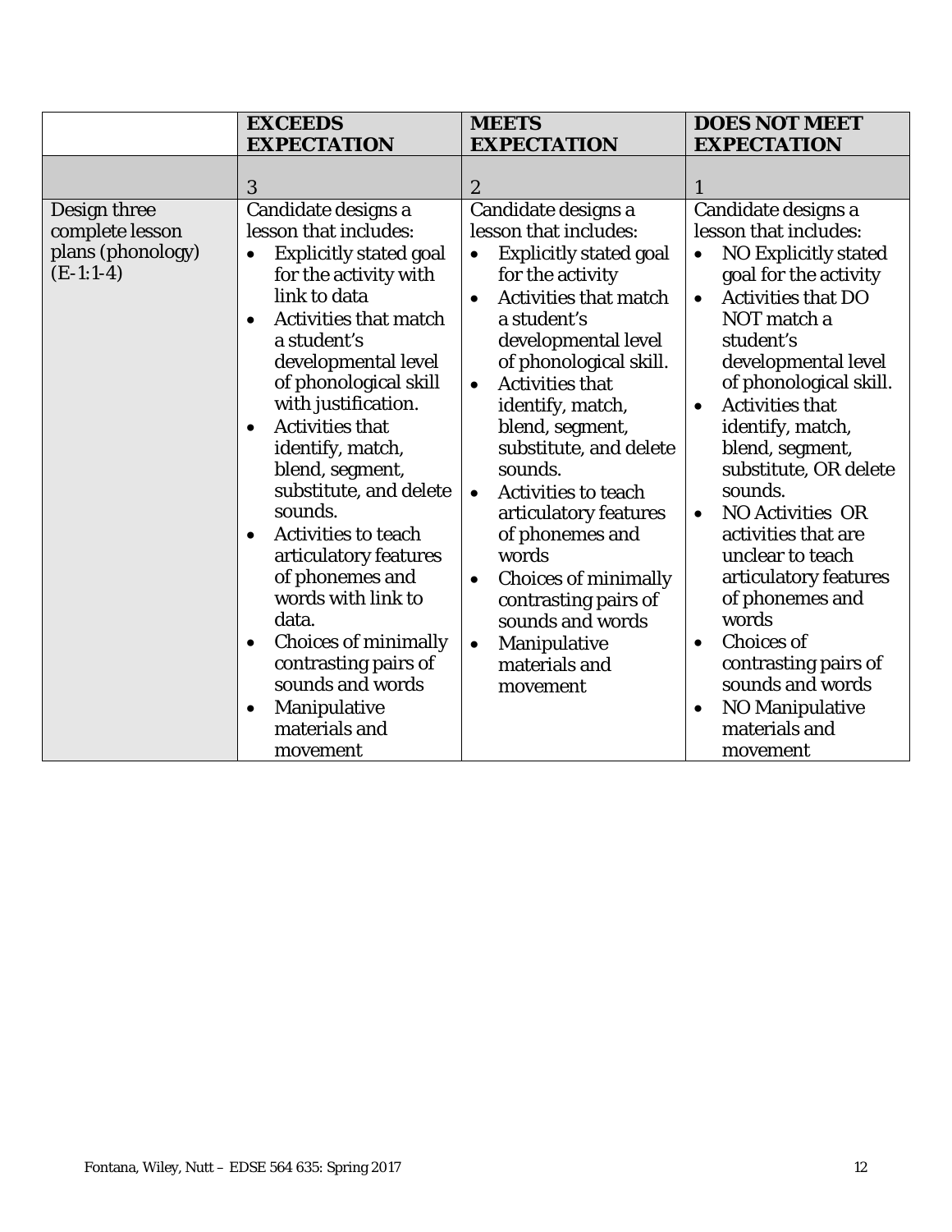| | EXCEEDS EXPECTATION | MEETS EXPECTATION | DOES NOT MEET EXPECTATION |
|---|---|---|---|
| | 3 | 2 | 1 |
| Design three complete lesson plans (phonology) (E-1:1-4) | Candidate designs a lesson that includes: <br>• Explicitly stated goal for the activity with link to data <br>• Activities that match a student's developmental level of phonological skill with justification. <br>• Activities that identify, match, blend, segment, substitute, and delete sounds. <br>• Activities to teach articulatory features of phonemes and words with link to data. <br>• Choices of minimally contrasting pairs of sounds and words <br>• Manipulative materials and movement | Candidate designs a lesson that includes: <br>• Explicitly stated goal for the activity <br>• Activities that match a student's developmental level of phonological skill. <br>• Activities that identify, match, blend, segment, substitute, and delete sounds. <br>• Activities to teach articulatory features of phonemes and words <br>• Choices of minimally contrasting pairs of sounds and words <br>• Manipulative materials and movement | Candidate designs a lesson that includes: <br>• NO Explicitly stated goal for the activity <br>• Activities that DO NOT match a student's developmental level of phonological skill. <br>• Activities that identify, match, blend, segment, substitute, OR delete sounds. <br>• NO Activities OR activities that are unclear to teach articulatory features of phonemes and words <br>• Choices of contrasting pairs of sounds and words <br>• NO Manipulative materials and movement |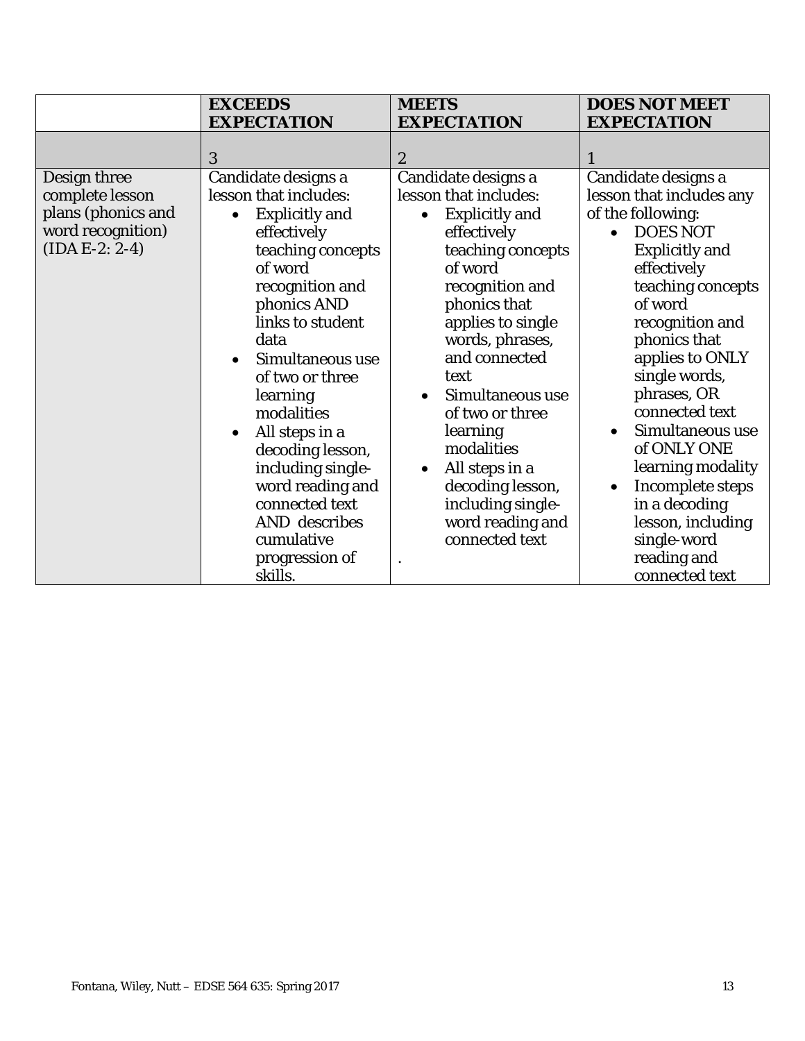| | **EXCEEDS EXPECTATION** | **MEETS EXPECTATION** | **DOES NOT MEET EXPECTATION** |
|---|---|---|---|
| | 3 | 2 | 1 |
| Design three complete lesson plans (phonics and word recognition) (IDA E-2: 2-4) | Candidate designs a lesson that includes:<br>• Explicitly and effectively teaching concepts of word recognition and phonics AND links to student data<br>• Simultaneous use of two or three learning modalities<br>• All steps in a decoding lesson, including single-word reading and connected text AND describes cumulative progression of skills. | Candidate designs a lesson that includes:<br>• Explicitly and effectively teaching concepts of word recognition and phonics that applies to single words, phrases, and connected text<br>• Simultaneous use of two or three learning modalities<br>• All steps in a decoding lesson, including single-word reading and connected text<br>. | Candidate designs a lesson that includes any of the following:<br>• DOES NOT Explicitly and effectively teaching concepts of word recognition and phonics that applies to ONLY single words, phrases, OR connected text<br>• Simultaneous use of ONLY ONE learning modality<br>• Incomplete steps in a decoding lesson, including single-word reading and connected text |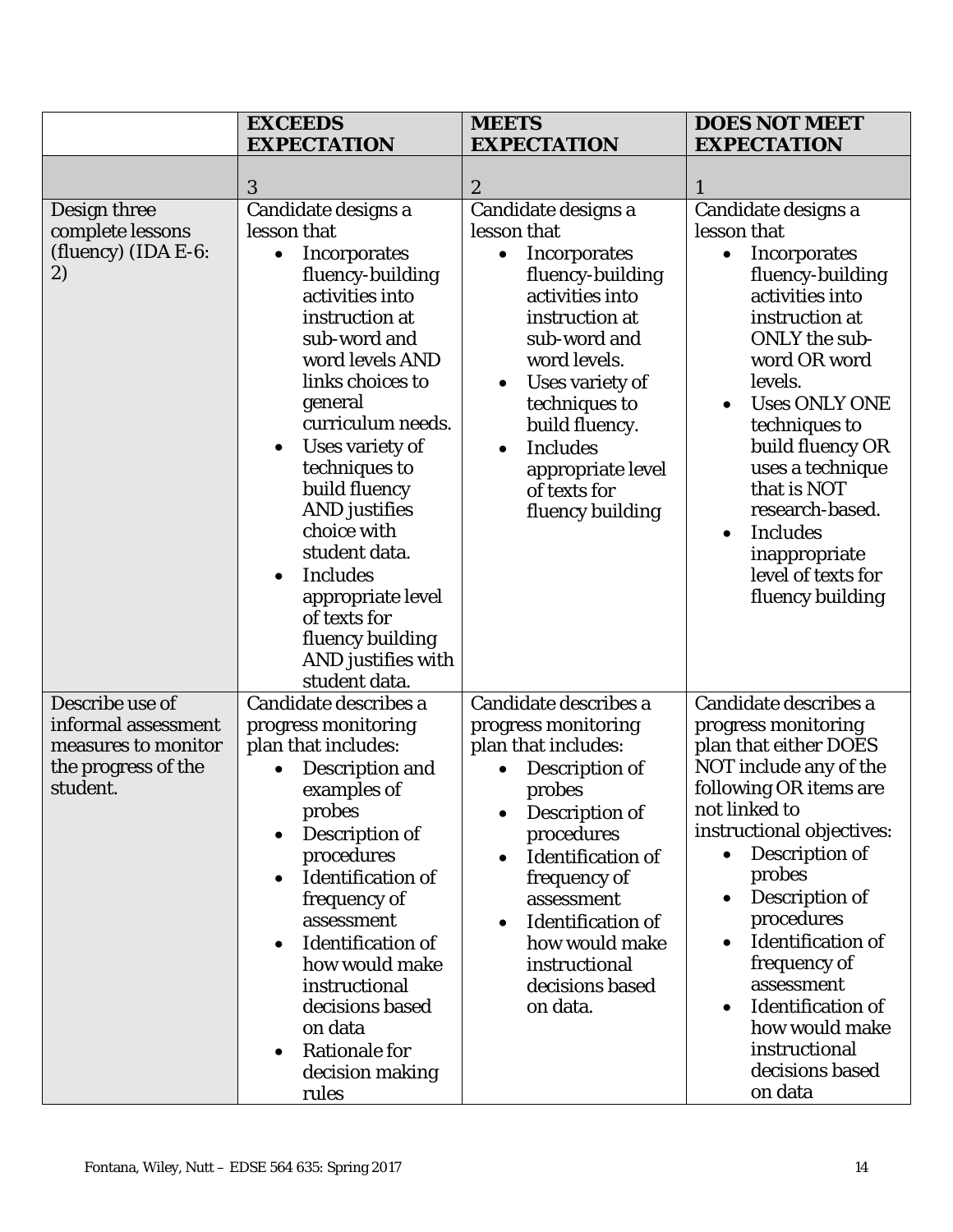| | EXCEEDS EXPECTATION | MEETS EXPECTATION | DOES NOT MEET EXPECTATION |
|---|---|---|---|
| | 3 | 2 | 1 |
| Design three complete lessons (fluency) (IDA E-6: 2) | Candidate designs a lesson that<br>• Incorporates fluency-building activities into instruction at sub-word and word levels AND links choices to general curriculum needs.<br>• Uses variety of techniques to build fluency AND justifies choice with student data.<br>• Includes appropriate level of texts for fluency building AND justifies with student data. | Candidate designs a lesson that<br>• Incorporates fluency-building activities into instruction at sub-word and word levels.<br>• Uses variety of techniques to build fluency.<br>• Includes appropriate level of texts for fluency building | Candidate designs a lesson that<br>• Incorporates fluency-building activities into instruction at ONLY the sub-word OR word levels.<br>• Uses ONLY ONE techniques to build fluency OR uses a technique that is NOT research-based.<br>• Includes inappropriate level of texts for fluency building |
| Describe use of informal assessment measures to monitor the progress of the student. | Candidate describes a progress monitoring plan that includes:<br>• Description and examples of probes<br>• Description of procedures<br>• Identification of frequency of assessment<br>• Identification of how would make instructional decisions based on data<br>• Rationale for decision making rules | Candidate describes a progress monitoring plan that includes:<br>• Description of probes<br>• Description of procedures<br>• Identification of frequency of assessment<br>• Identification of how would make instructional decisions based on data. | Candidate describes a progress monitoring plan that either DOES NOT include any of the following OR items are not linked to instructional objectives:<br>• Description of probes<br>• Description of procedures<br>• Identification of frequency of assessment<br>• Identification of how would make instructional decisions based on data |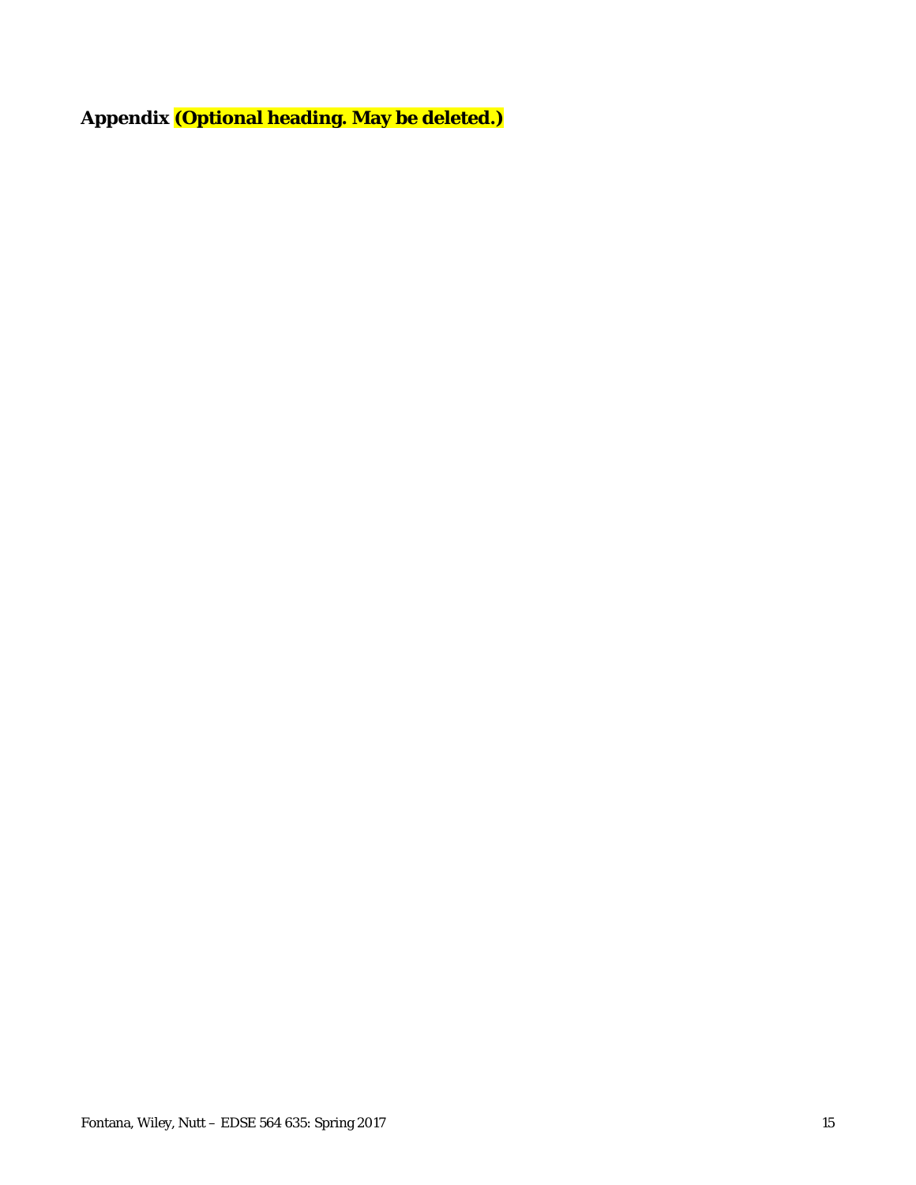## Appendix (Optional heading. May be deleted.)